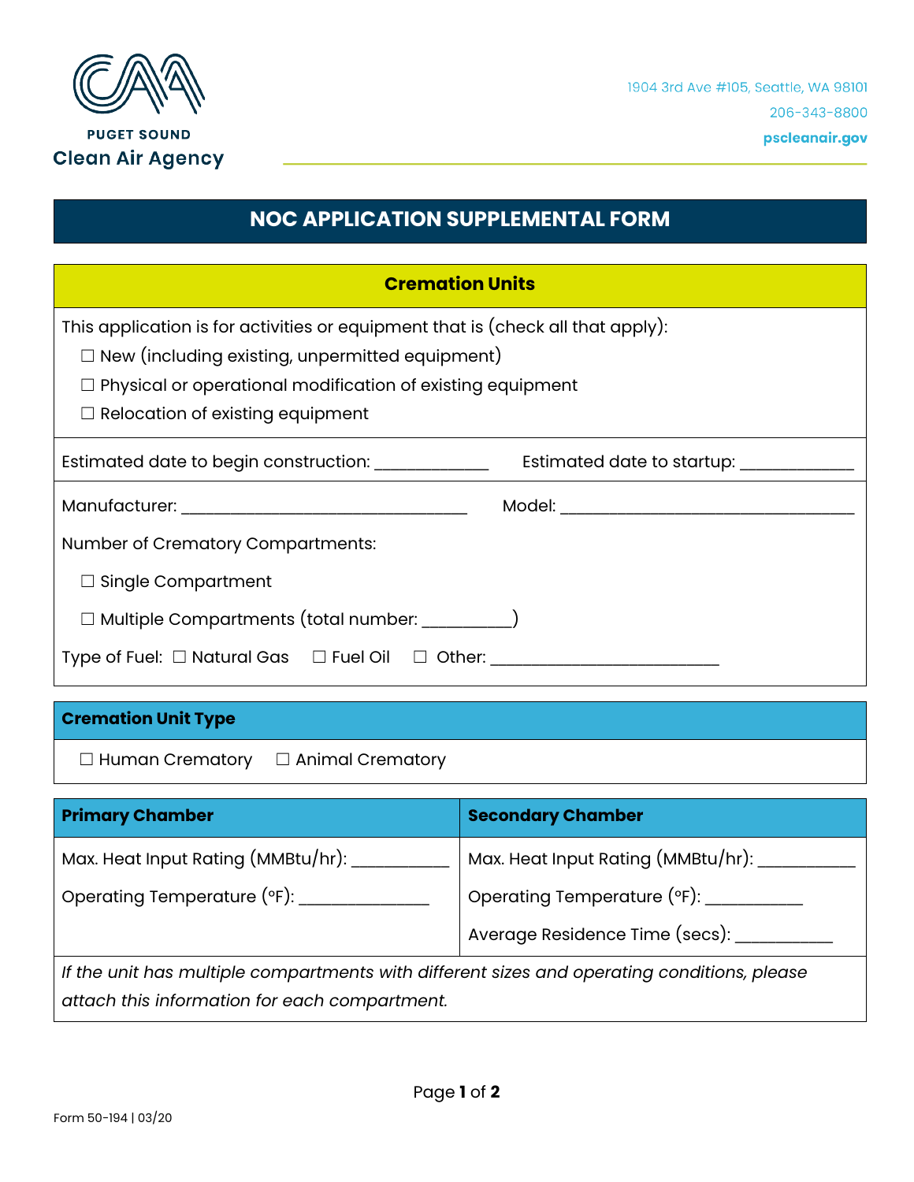PUGET SOUND
**Clean Air Agency**

1904 3rd Ave #105, Seattle, WA 98101
206-343-8800
**pscleanair.gov**

# NOC APPLICATION SUPPLEMENTAL FORM

## Cremation Units

This application is for activities or equipment that is (check all that apply):

☐ New (including existing, unpermitted equipment)
☐ Physical or operational modification of existing equipment
☐ Relocation of existing equipment

Estimated date to begin construction: ____________ Estimated date to startup: ____________

Manufacturer: ______________________________ Model: ________________________________

Number of Crematory Compartments:

☐ Single Compartment

☐ Multiple Compartments (total number: _________)

Type of Fuel: ☐ Natural Gas ☐ Fuel Oil ☐ Other: ________________________

### Cremation Unit Type

☐ Human Crematory ☐ Animal Crematory

| **Primary Chamber** | **Secondary Chamber** |
|---|---|
| Max. Heat Input Rating (MMBtu/hr): __________ | Max. Heat Input Rating (MMBtu/hr): __________ |
| Operating Temperature (°F): ______________ | Operating Temperature (°F): __________ |
| | Average Residence Time (secs): __________ |

*If the unit has multiple compartments with different sizes and operating conditions, please attach this information for each compartment.*

Form 50-194 | 03/20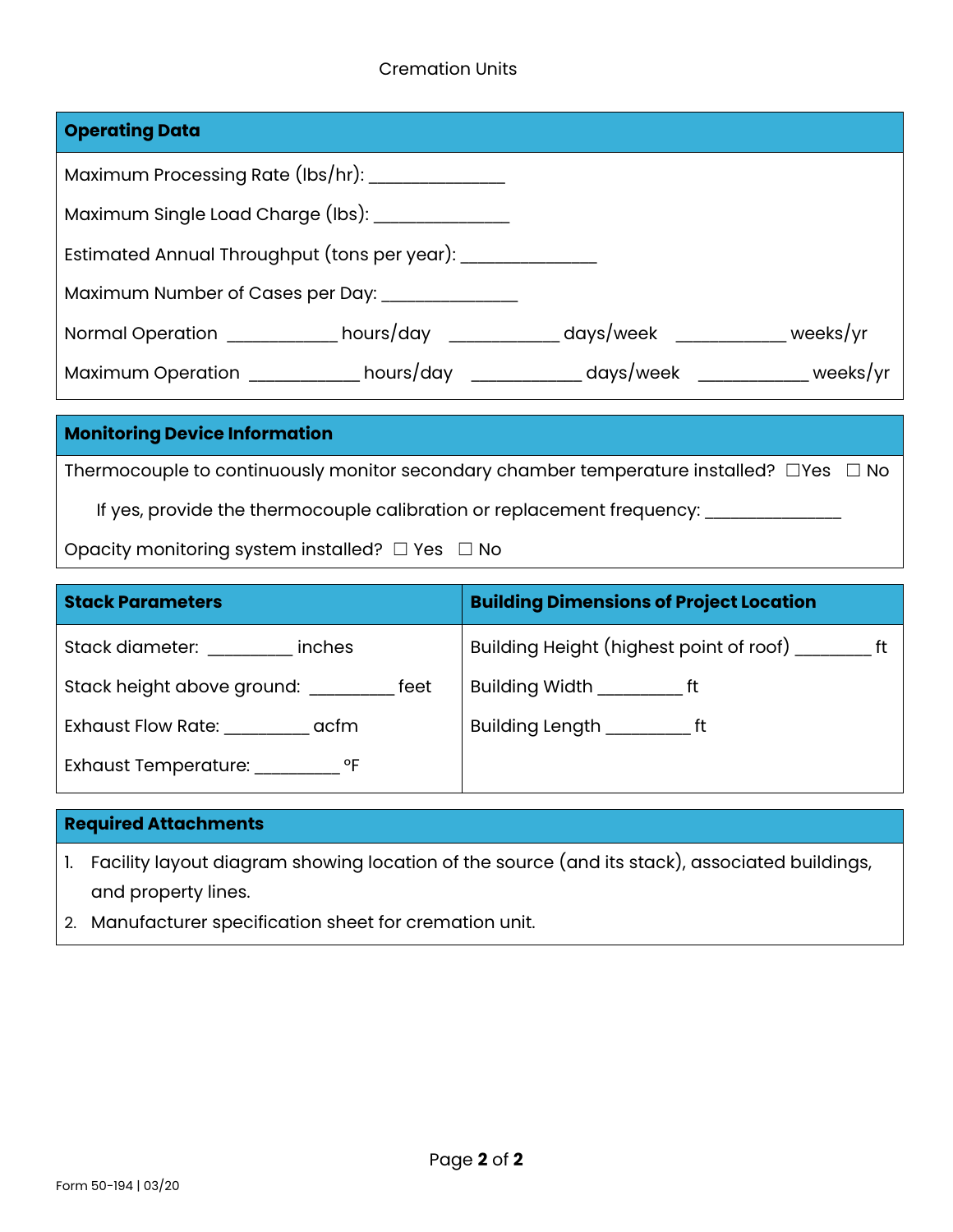Cremation Units

## Operating Data

Maximum Processing Rate (lbs/hr): _______________

Maximum Single Load Charge (lbs): _______________

Estimated Annual Throughput (tons per year): _______________

Maximum Number of Cases per Day: _______________

Normal Operation ____________ hours/day ____________ days/week ____________ weeks/yr

Maximum Operation ____________ hours/day ____________ days/week ____________ weeks/yr

## Monitoring Device Information

Thermocouple to continuously monitor secondary chamber temperature installed? ☐Yes ☐ No

If yes, provide the thermocouple calibration or replacement frequency: _______________

Opacity monitoring system installed? ☐ Yes ☐ No

| Stack Parameters | Building Dimensions of Project Location |
|---|---|
| Stack diameter: __________ inches | Building Height (highest point of roof) _________ ft |
| Stack height above ground: __________ feet | Building Width __________ ft |
| Exhaust Flow Rate: __________ acfm | Building Length __________ ft |
| Exhaust Temperature: __________ °F | |

## Required Attachments

1. Facility layout diagram showing location of the source (and its stack), associated buildings, and property lines.
2. Manufacturer specification sheet for cremation unit.

Form 50-194 | 03/20